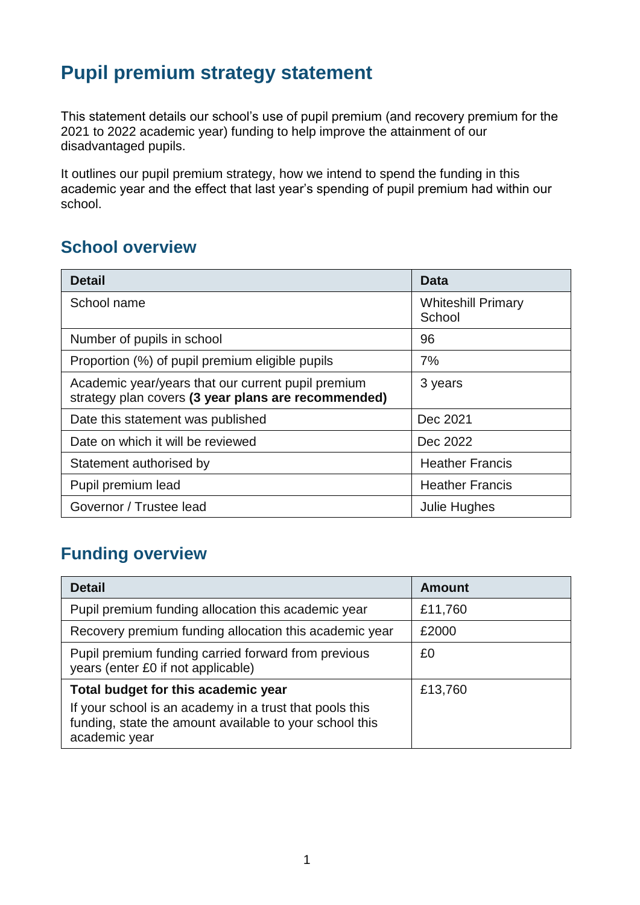# Pupil premium strategy statement

This statement details our school's use of pupil premium (and recovery premium for the 2021 to 2022 academic year) funding to help improve the attainment of our disadvantaged pupils.

It outlines our pupil premium strategy, how we intend to spend the funding in this academic year and the effect that last year's spending of pupil premium had within our school.

## School overview

| Detail | Data |
| --- | --- |
| School name | Whiteshill Primary School |
| Number of pupils in school | 96 |
| Proportion (%) of pupil premium eligible pupils | 7% |
| Academic year/years that our current pupil premium strategy plan covers **(3 year plans are recommended)** | 3 years |
| Date this statement was published | Dec 2021 |
| Date on which it will be reviewed | Dec 2022 |
| Statement authorised by | Heather Francis |
| Pupil premium lead | Heather Francis |
| Governor / Trustee lead | Julie Hughes |

## Funding overview

| Detail | Amount |
| --- | --- |
| Pupil premium funding allocation this academic year | £11,760 |
| Recovery premium funding allocation this academic year | £2000 |
| Pupil premium funding carried forward from previous years (enter £0 if not applicable) | £0 |
| **Total budget for this academic year** If your school is an academy in a trust that pools this funding, state the amount available to your school this academic year | £13,760 |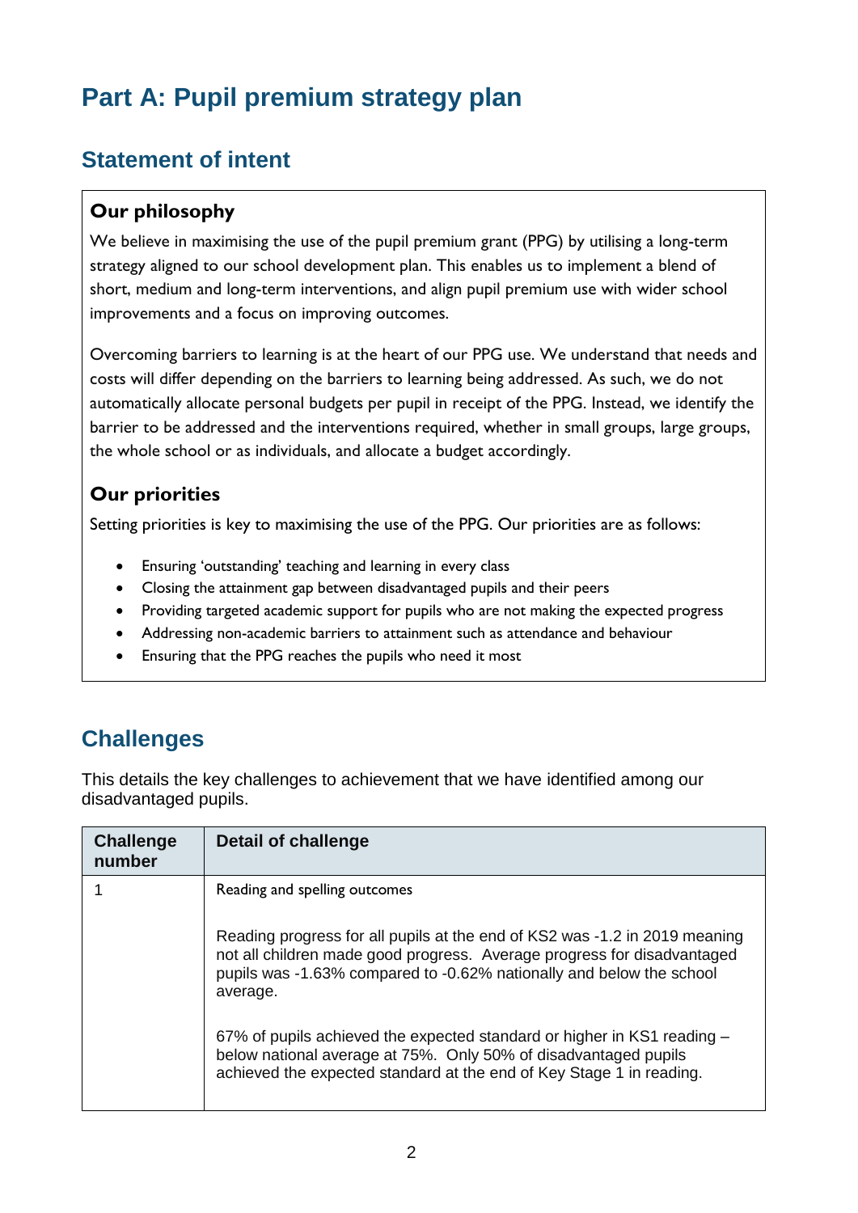# Part A: Pupil premium strategy plan

## Statement of intent

### Our philosophy

We believe in maximising the use of the pupil premium grant (PPG) by utilising a long-term strategy aligned to our school development plan. This enables us to implement a blend of short, medium and long-term interventions, and align pupil premium use with wider school improvements and a focus on improving outcomes.

Overcoming barriers to learning is at the heart of our PPG use. We understand that needs and costs will differ depending on the barriers to learning being addressed. As such, we do not automatically allocate personal budgets per pupil in receipt of the PPG. Instead, we identify the barrier to be addressed and the interventions required, whether in small groups, large groups, the whole school or as individuals, and allocate a budget accordingly.

### Our priorities

Setting priorities is key to maximising the use of the PPG. Our priorities are as follows:

- Ensuring 'outstanding' teaching and learning in every class
- Closing the attainment gap between disadvantaged pupils and their peers
- Providing targeted academic support for pupils who are not making the expected progress
- Addressing non-academic barriers to attainment such as attendance and behaviour
- Ensuring that the PPG reaches the pupils who need it most

## Challenges

This details the key challenges to achievement that we have identified among our disadvantaged pupils.

| Challenge number | Detail of challenge |
|---|---|
| 1 | Reading and spelling outcomes<br><br>Reading progress for all pupils at the end of KS2 was -1.2 in 2019 meaning not all children made good progress. Average progress for disadvantaged pupils was -1.63% compared to -0.62% nationally and below the school average.<br><br>67% of pupils achieved the expected standard or higher in KS1 reading – below national average at 75%. Only 50% of disadvantaged pupils achieved the expected standard at the end of Key Stage 1 in reading. |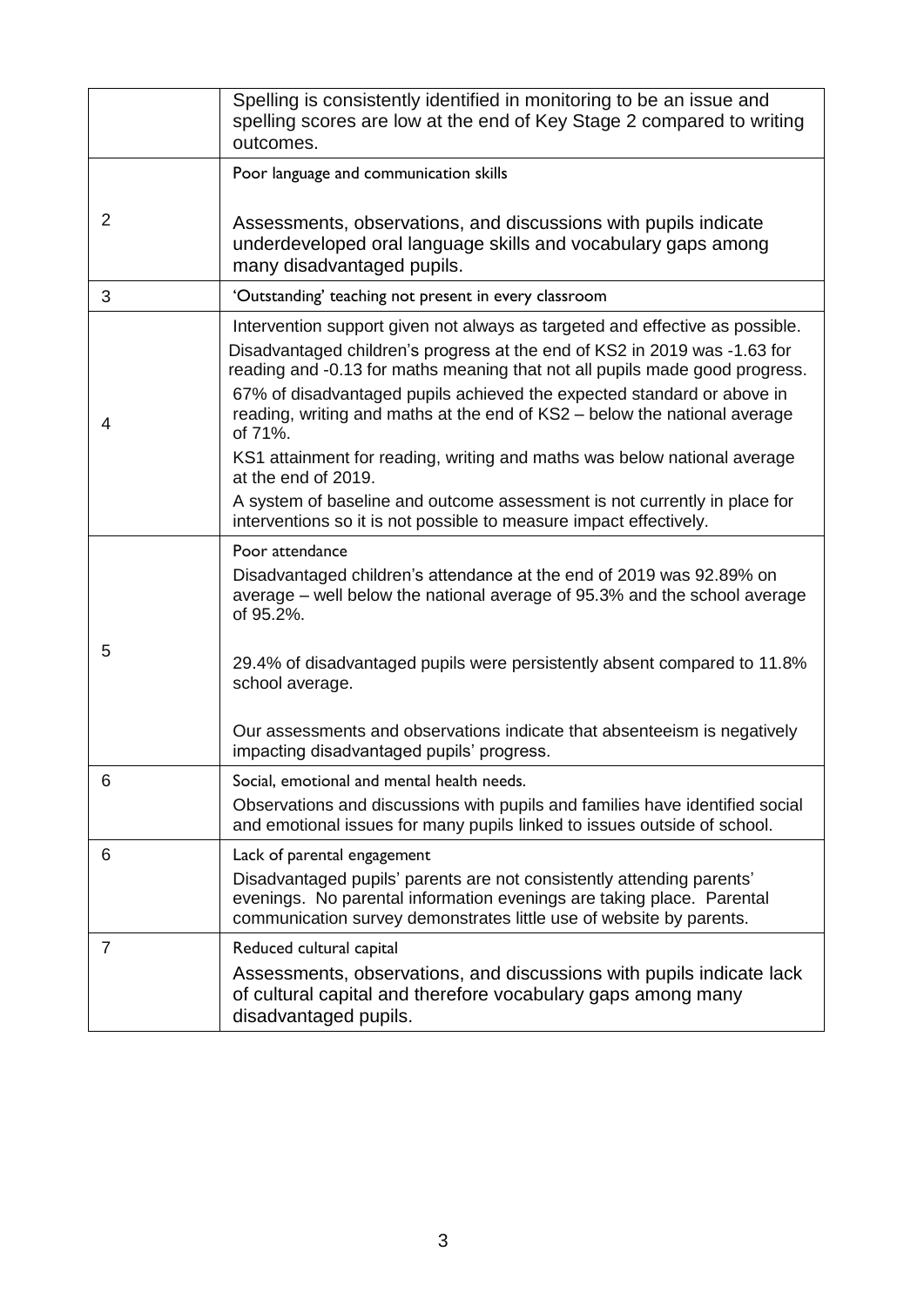| | |
|---|---|
| | Spelling is consistently identified in monitoring to be an issue and spelling scores are low at the end of Key Stage 2 compared to writing outcomes. |
| 2 | Poor language and communication skills<br><br>Assessments, observations, and discussions with pupils indicate underdeveloped oral language skills and vocabulary gaps among many disadvantaged pupils. |
| 3 | 'Outstanding' teaching not present in every classroom |
| 4 | Intervention support given not always as targeted and effective as possible.<br>Disadvantaged children's progress at the end of KS2 in 2019 was -1.63 for reading and -0.13 for maths meaning that not all pupils made good progress.<br>67% of disadvantaged pupils achieved the expected standard or above in reading, writing and maths at the end of KS2 – below the national average of 71%.<br>KS1 attainment for reading, writing and maths was below national average at the end of 2019.<br>A system of baseline and outcome assessment is not currently in place for interventions so it is not possible to measure impact effectively. |
| 5 | Poor attendance<br>Disadvantaged children's attendance at the end of 2019 was 92.89% on average – well below the national average of 95.3% and the school average of 95.2%.<br><br>29.4% of disadvantaged pupils were persistently absent compared to 11.8% school average.<br><br>Our assessments and observations indicate that absenteeism is negatively impacting disadvantaged pupils' progress. |
| 6 | Social, emotional and mental health needs.<br>Observations and discussions with pupils and families have identified social and emotional issues for many pupils linked to issues outside of school. |
| 6 | Lack of parental engagement<br>Disadvantaged pupils' parents are not consistently attending parents' evenings. No parental information evenings are taking place. Parental communication survey demonstrates little use of website by parents. |
| 7 | Reduced cultural capital<br>Assessments, observations, and discussions with pupils indicate lack of cultural capital and therefore vocabulary gaps among many disadvantaged pupils. |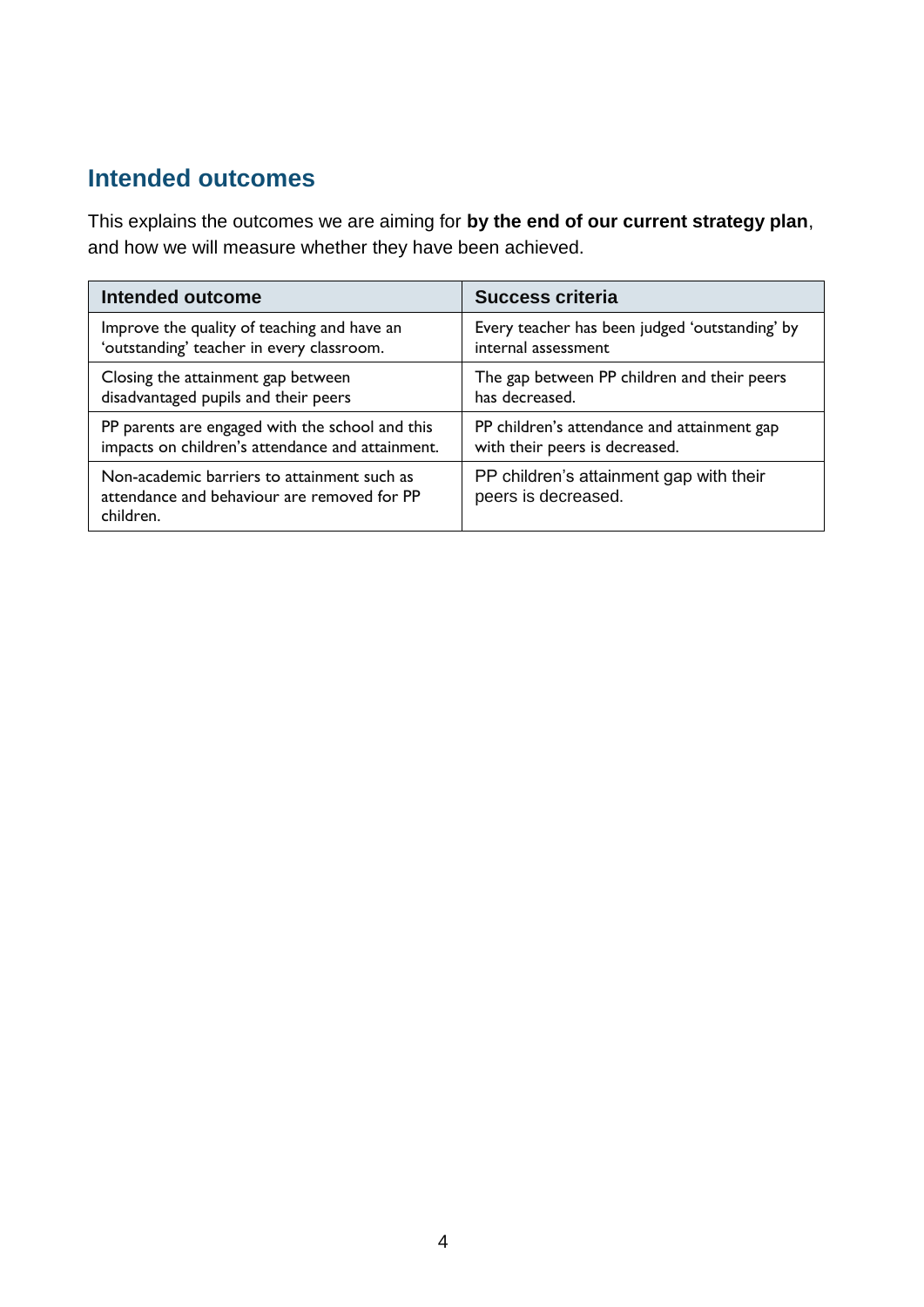## Intended outcomes

This explains the outcomes we are aiming for **by the end of our current strategy plan**, and how we will measure whether they have been achieved.

| Intended outcome | Success criteria |
| --- | --- |
| Improve the quality of teaching and have an 'outstanding' teacher in every classroom. | Every teacher has been judged 'outstanding' by internal assessment |
| Closing the attainment gap between disadvantaged pupils and their peers | The gap between PP children and their peers has decreased. |
| PP parents are engaged with the school and this impacts on children's attendance and attainment. | PP children's attendance and attainment gap with their peers is decreased. |
| Non-academic barriers to attainment such as attendance and behaviour are removed for PP children. | PP children's attainment gap with their peers is decreased. |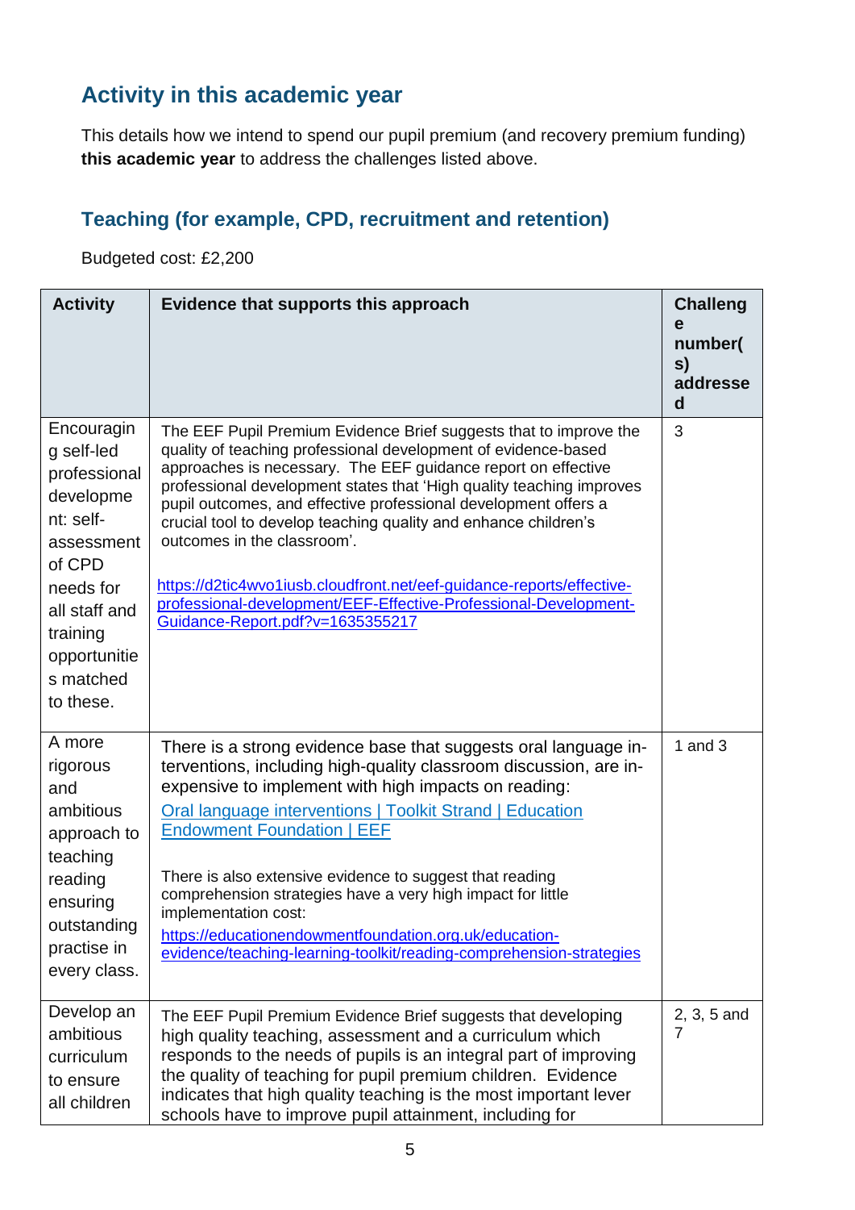## Activity in this academic year

This details how we intend to spend our pupil premium (and recovery premium funding) **this academic year** to address the challenges listed above.

### Teaching (for example, CPD, recruitment and retention)

Budgeted cost: £2,200

| Activity | Evidence that supports this approach | Challenge number(s) addressed |
|---|---|---|
| Encouraging self-led professional development: self-assessment of CPD needs for all staff and training opportunities matched to these. | The EEF Pupil Premium Evidence Brief suggests that to improve the quality of teaching professional development of evidence-based approaches is necessary. The EEF guidance report on effective professional development states that 'High quality teaching improves pupil outcomes, and effective professional development offers a crucial tool to develop teaching quality and enhance children's outcomes in the classroom'. <br><br> https://d2tic4wvo1iusb.cloudfront.net/eef-guidance-reports/effective-professional-development/EEF-Effective-Professional-Development-Guidance-Report.pdf?v=1635355217 | 3 |
| A more rigorous and ambitious approach to teaching reading ensuring outstanding practise in every class. | There is a strong evidence base that suggests oral language interventions, including high-quality classroom discussion, are inexpensive to implement with high impacts on reading: <br> Oral language interventions \| Toolkit Strand \| Education Endowment Foundation \| EEF <br><br> There is also extensive evidence to suggest that reading comprehension strategies have a very high impact for little implementation cost: <br> https://educationendowmentfoundation.org.uk/education-evidence/teaching-learning-toolkit/reading-comprehension-strategies | 1 and 3 |
| Develop an ambitious curriculum to ensure all children | The EEF Pupil Premium Evidence Brief suggests that developing high quality teaching, assessment and a curriculum which responds to the needs of pupils is an integral part of improving the quality of teaching for pupil premium children. Evidence indicates that high quality teaching is the most important lever schools have to improve pupil attainment, including for | 2, 3, 5 and 7 |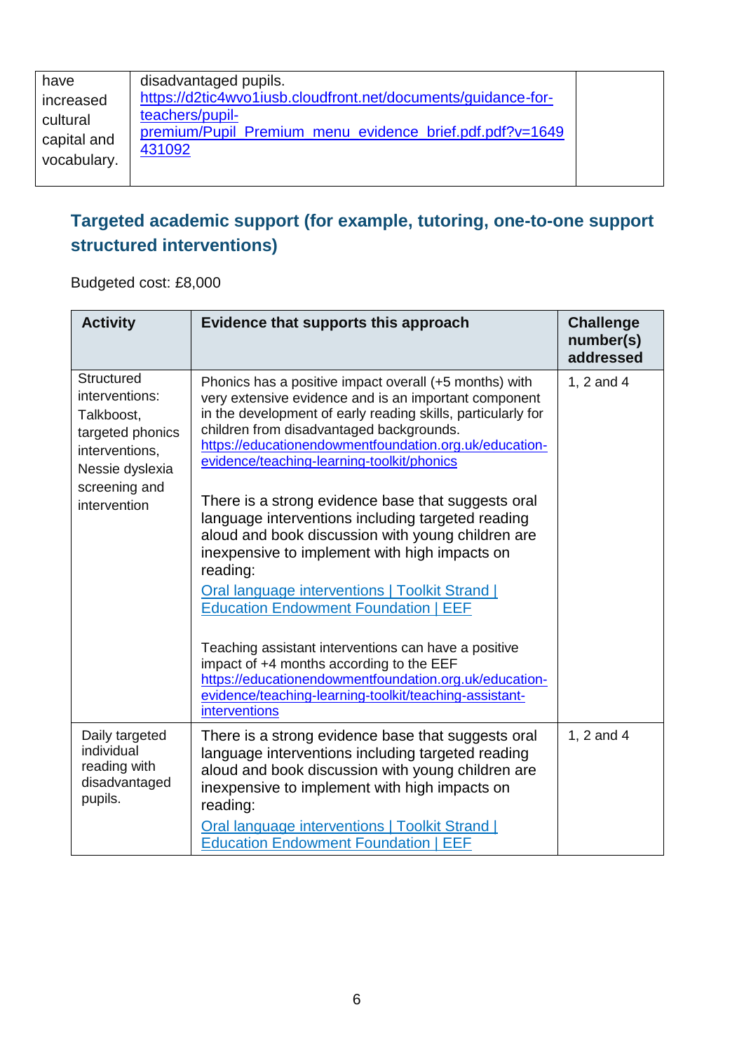| have increased cultural capital and vocabulary. | disadvantaged pupils. https://d2tic4wvo1iusb.cloudfront.net/documents/guidance-for-teachers/pupil-premium/Pupil_Premium_menu_evidence_brief.pdf.pdf?v=1649431092 | |
|---|---|---|

## Targeted academic support (for example, tutoring, one-to-one support structured interventions)

Budgeted cost: £8,000

| Activity | Evidence that supports this approach | Challenge number(s) addressed |
|---|---|---|
| Structured interventions: Talkboost, targeted phonics interventions, Nessie dyslexia screening and intervention | Phonics has a positive impact overall (+5 months) with very extensive evidence and is an important component in the development of early reading skills, particularly for children from disadvantaged backgrounds. https://educationendowmentfoundation.org.uk/education-evidence/teaching-learning-toolkit/phonics<br><br>There is a strong evidence base that suggests oral language interventions including targeted reading aloud and book discussion with young children are inexpensive to implement with high impacts on reading:<br>Oral language interventions \| Toolkit Strand \| Education Endowment Foundation \| EEF<br><br>Teaching assistant interventions can have a positive impact of +4 months according to the EEF https://educationendowmentfoundation.org.uk/education-evidence/teaching-learning-toolkit/teaching-assistant-interventions | 1, 2 and 4 |
| Daily targeted individual reading with disadvantaged pupils. | There is a strong evidence base that suggests oral language interventions including targeted reading aloud and book discussion with young children are inexpensive to implement with high impacts on reading:<br>Oral language interventions \| Toolkit Strand \| Education Endowment Foundation \| EEF | 1, 2 and 4 |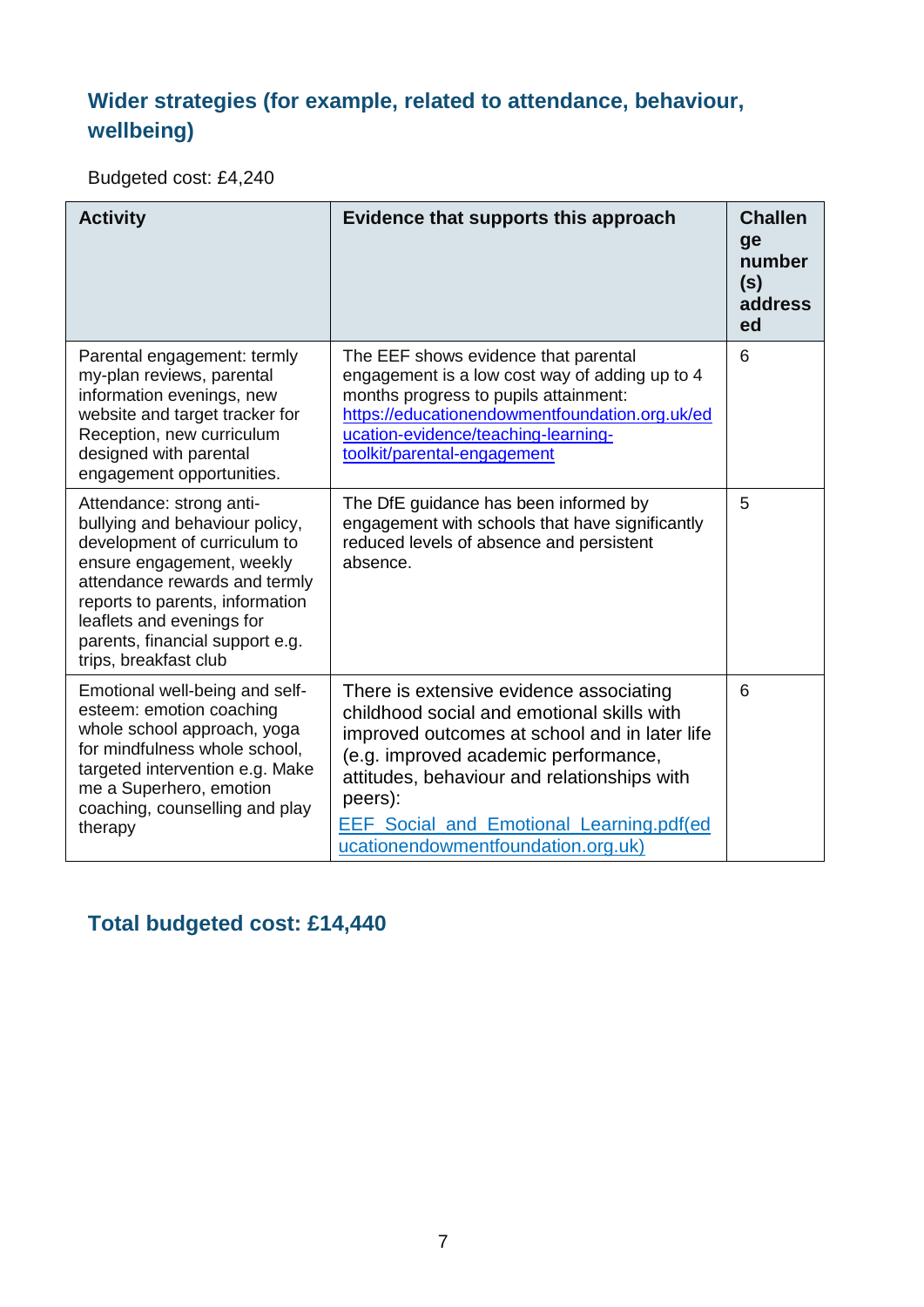## Wider strategies (for example, related to attendance, behaviour, wellbeing)

Budgeted cost: £4,240

| Activity | Evidence that supports this approach | Challenge number(s) addressed |
|---|---|---|
| Parental engagement: termly my-plan reviews, parental information evenings, new website and target tracker for Reception, new curriculum designed with parental engagement opportunities. | The EEF shows evidence that parental engagement is a low cost way of adding up to 4 months progress to pupils attainment: https://educationendowmentfoundation.org.uk/education-evidence/teaching-learning-toolkit/parental-engagement | 6 |
| Attendance: strong anti-bullying and behaviour policy, development of curriculum to ensure engagement, weekly attendance rewards and termly reports to parents, information leaflets and evenings for parents, financial support e.g. trips, breakfast club | The DfE guidance has been informed by engagement with schools that have significantly reduced levels of absence and persistent absence. | 5 |
| Emotional well-being and self-esteem: emotion coaching whole school approach, yoga for mindfulness whole school, targeted intervention e.g. Make me a Superhero, emotion coaching, counselling and play therapy | There is extensive evidence associating childhood social and emotional skills with improved outcomes at school and in later life (e.g. improved academic performance, attitudes, behaviour and relationships with peers): EEF_Social_and_Emotional_Learning.pdf(educationendowmentfoundation.org.uk) | 6 |

## Total budgeted cost: £14,440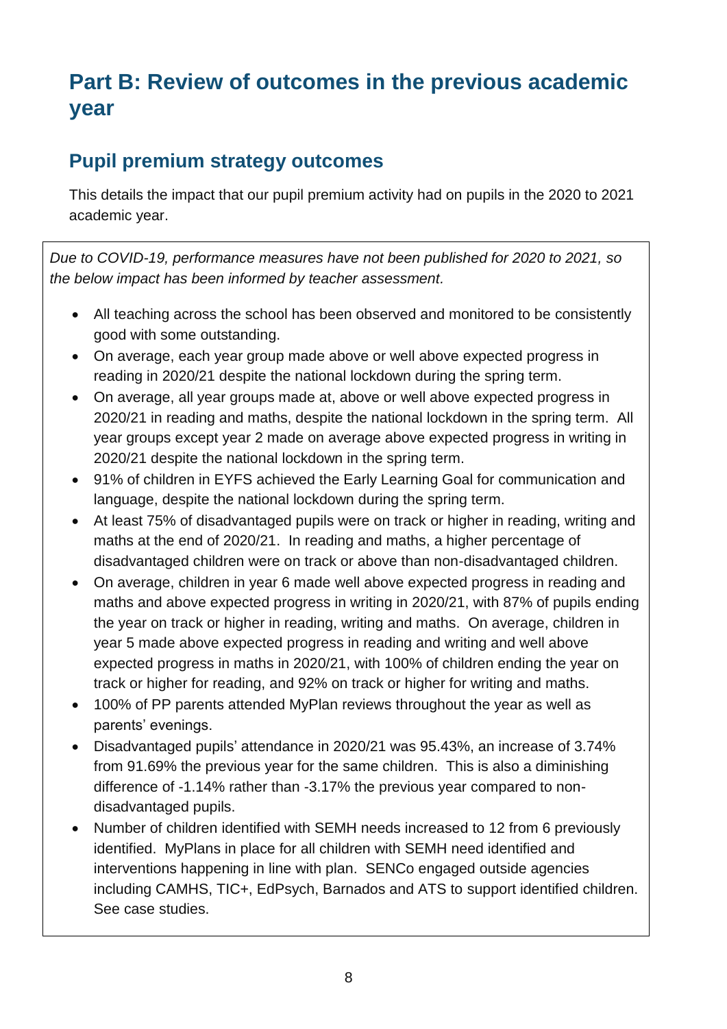# Part B: Review of outcomes in the previous academic year

## Pupil premium strategy outcomes

This details the impact that our pupil premium activity had on pupils in the 2020 to 2021 academic year.

*Due to COVID-19, performance measures have not been published for 2020 to 2021, so the below impact has been informed by teacher assessment.*

- All teaching across the school has been observed and monitored to be consistently good with some outstanding.
- On average, each year group made above or well above expected progress in reading in 2020/21 despite the national lockdown during the spring term.
- On average, all year groups made at, above or well above expected progress in 2020/21 in reading and maths, despite the national lockdown in the spring term. All year groups except year 2 made on average above expected progress in writing in 2020/21 despite the national lockdown in the spring term.
- 91% of children in EYFS achieved the Early Learning Goal for communication and language, despite the national lockdown during the spring term.
- At least 75% of disadvantaged pupils were on track or higher in reading, writing and maths at the end of 2020/21. In reading and maths, a higher percentage of disadvantaged children were on track or above than non-disadvantaged children.
- On average, children in year 6 made well above expected progress in reading and maths and above expected progress in writing in 2020/21, with 87% of pupils ending the year on track or higher in reading, writing and maths. On average, children in year 5 made above expected progress in reading and writing and well above expected progress in maths in 2020/21, with 100% of children ending the year on track or higher for reading, and 92% on track or higher for writing and maths.
- 100% of PP parents attended MyPlan reviews throughout the year as well as parents' evenings.
- Disadvantaged pupils' attendance in 2020/21 was 95.43%, an increase of 3.74% from 91.69% the previous year for the same children. This is also a diminishing difference of -1.14% rather than -3.17% the previous year compared to non-disadvantaged pupils.
- Number of children identified with SEMH needs increased to 12 from 6 previously identified. MyPlans in place for all children with SEMH need identified and interventions happening in line with plan. SENCo engaged outside agencies including CAMHS, TIC+, EdPsych, Barnados and ATS to support identified children. See case studies.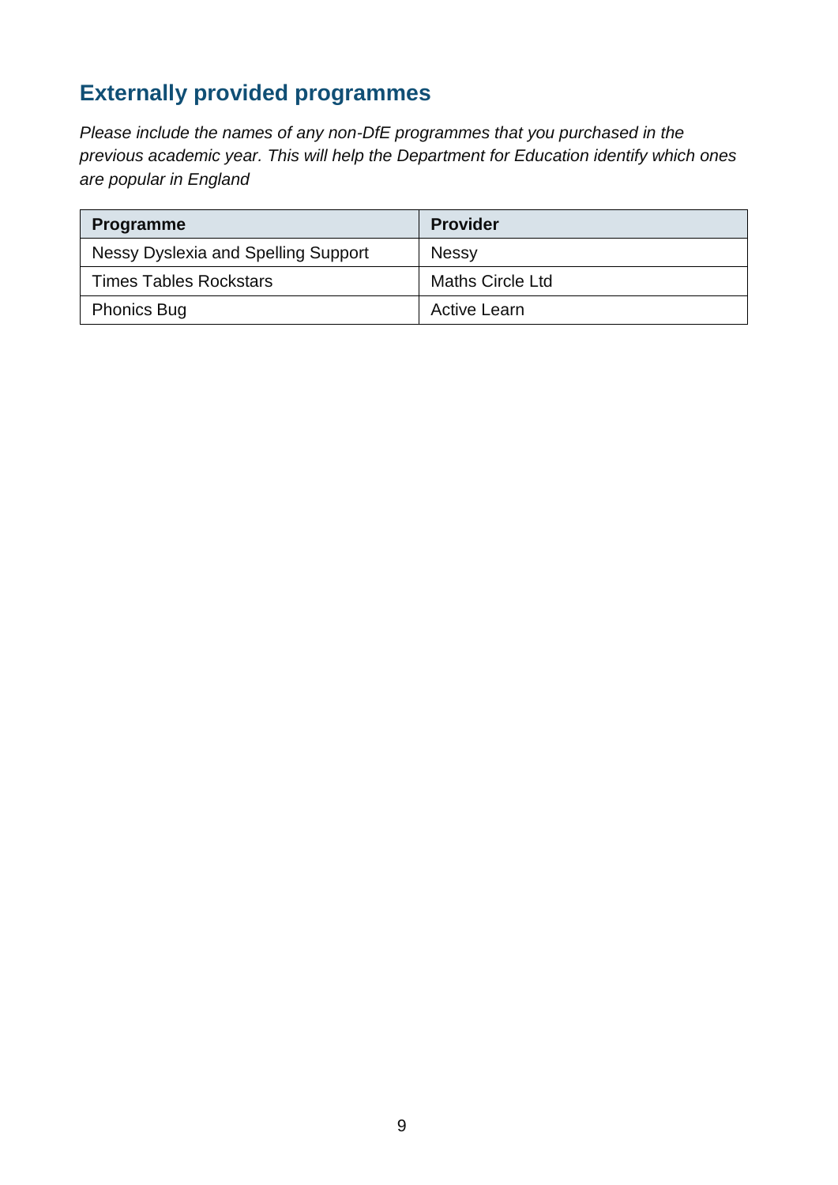## Externally provided programmes

*Please include the names of any non-DfE programmes that you purchased in the previous academic year. This will help the Department for Education identify which ones are popular in England*

| Programme | Provider |
|---|---|
| Nessy Dyslexia and Spelling Support | Nessy |
| Times Tables Rockstars | Maths Circle Ltd |
| Phonics Bug | Active Learn |